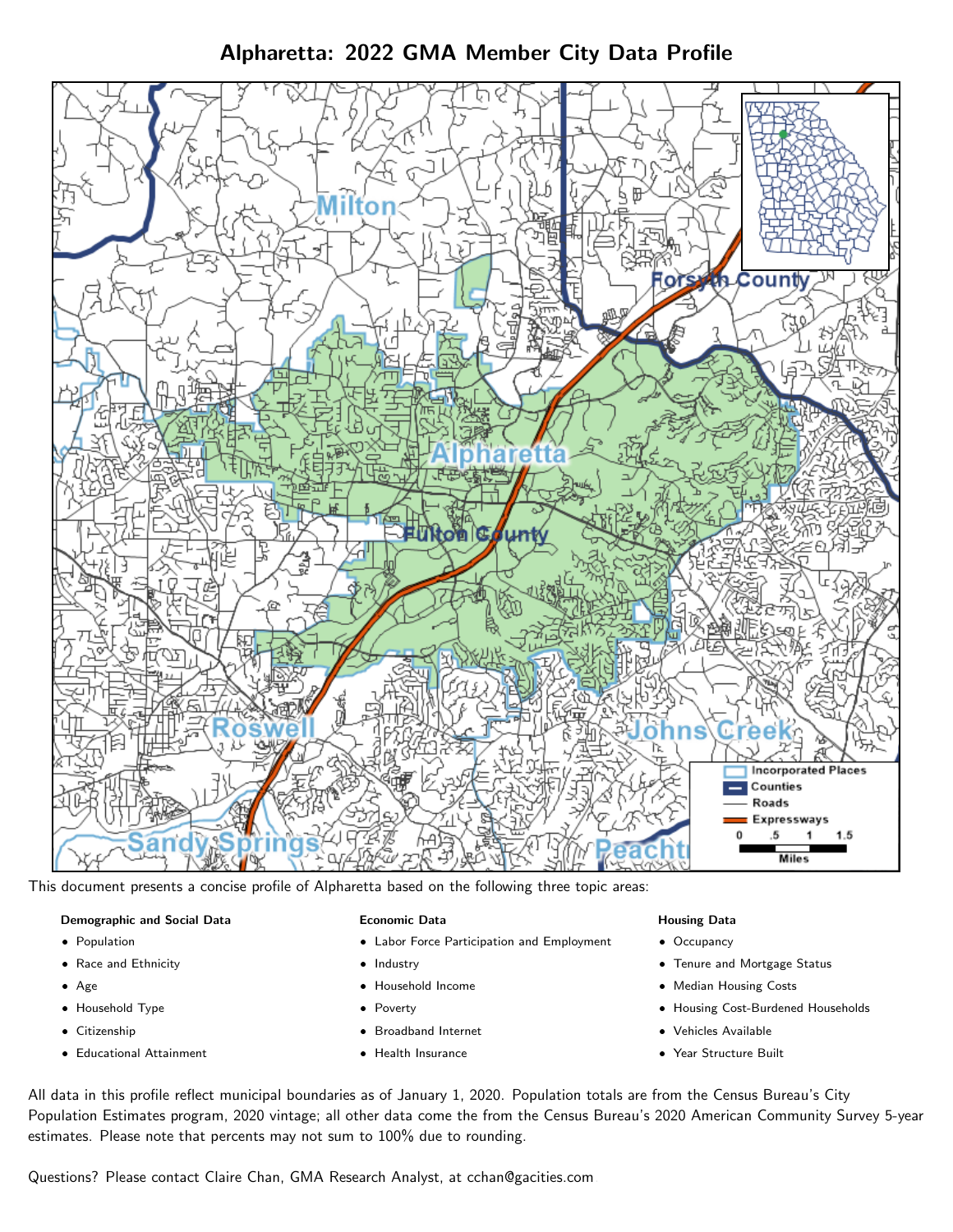# Alpharetta: 2022 GMA Member City Data Profile

This document presents a concise profile of Alpharetta based on the following three topic areas:

**Demographic and Social Data**

- Population
- Race and Ethnicity
- Age
- Household Type
- Citizenship
- Educational Attainment

**Economic Data**

- Labor Force Participation and Employment
- Industry
- Household Income
- Poverty
- Broadband Internet
- Health Insurance

**Housing Data**

- Occupancy
- Tenure and Mortgage Status
- Median Housing Costs
- Housing Cost-Burdened Households
- Vehicles Available
- Year Structure Built

All data in this profile reflect municipal boundaries as of January 1, 2020. Population totals are from the Census Bureau's City Population Estimates program, 2020 vintage; all other data come the from the Census Bureau's 2020 American Community Survey 5-year estimates. Please note that percents may not sum to 100% due to rounding.

Questions? Please contact Claire Chan, GMA Research Analyst, at cchan@gacities.com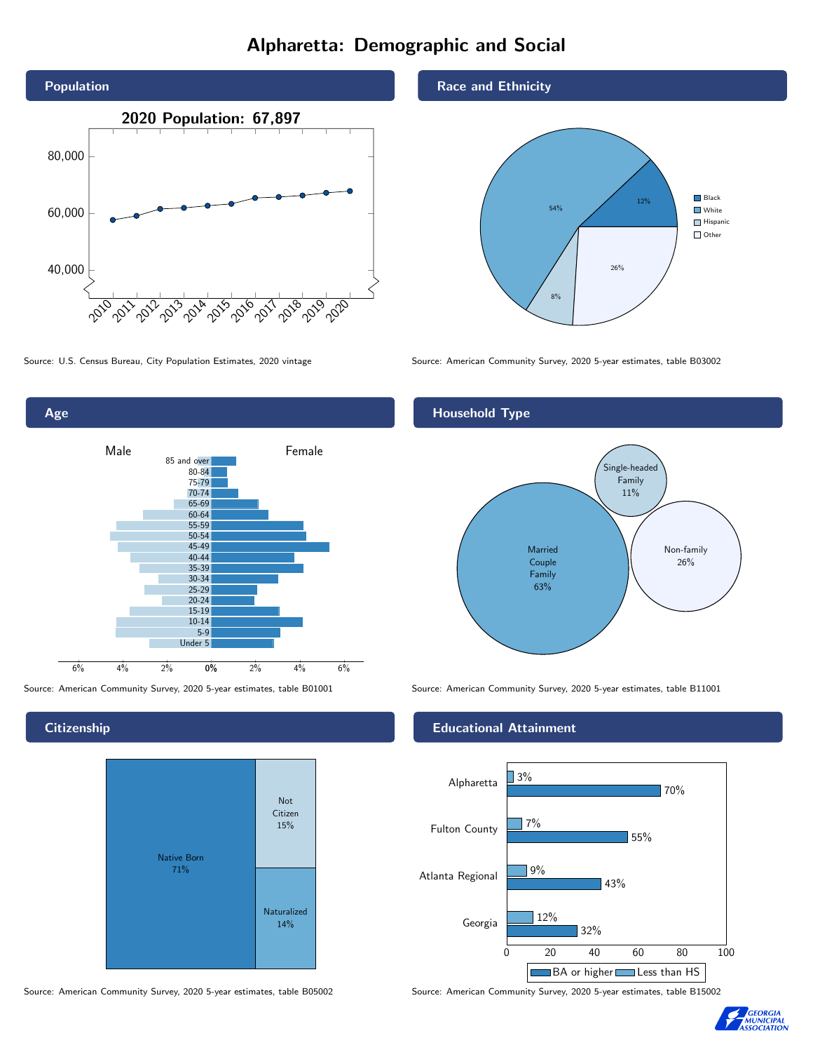# Alpharetta: Demographic and Social

## Population

**2020 Population: 67,897**

Source: U.S. Census Bureau, City Population Estimates, 2020 vintage

## Race and Ethnicity

| Group | Share |
|---|---|
| Black | 12% |
| White | 54% |
| Hispanic | 8% |
| Other | 26% |

Source: American Community Survey, 2020 5-year estimates, table B03002

## Age

Male / Female

Age groups: 85 and over, 80-84, 75-79, 70-74, 65-69, 60-64, 55-59, 50-54, 45-49, 40-44, 35-39, 30-34, 25-29, 20-24, 15-19, 10-14, 5-9, Under 5

Source: American Community Survey, 2020 5-year estimates, table B01001

## Household Type

| Household Type | Share |
|---|---|
| Married Couple Family | 63% |
| Single-headed Family | 11% |
| Non-family | 26% |

Source: American Community Survey, 2020 5-year estimates, table B11001

## Citizenship

| Status | Share |
|---|---|
| Native Born | 71% |
| Not Citizen | 15% |
| Naturalized | 14% |

Source: American Community Survey, 2020 5-year estimates, table B05002

## Educational Attainment

| Area | Less than HS | BA or higher |
|---|---|---|
| Alpharetta | 3% | 70% |
| Fulton County | 7% | 55% |
| Atlanta Regional | 9% | 43% |
| Georgia | 12% | 32% |

Source: American Community Survey, 2020 5-year estimates, table B15002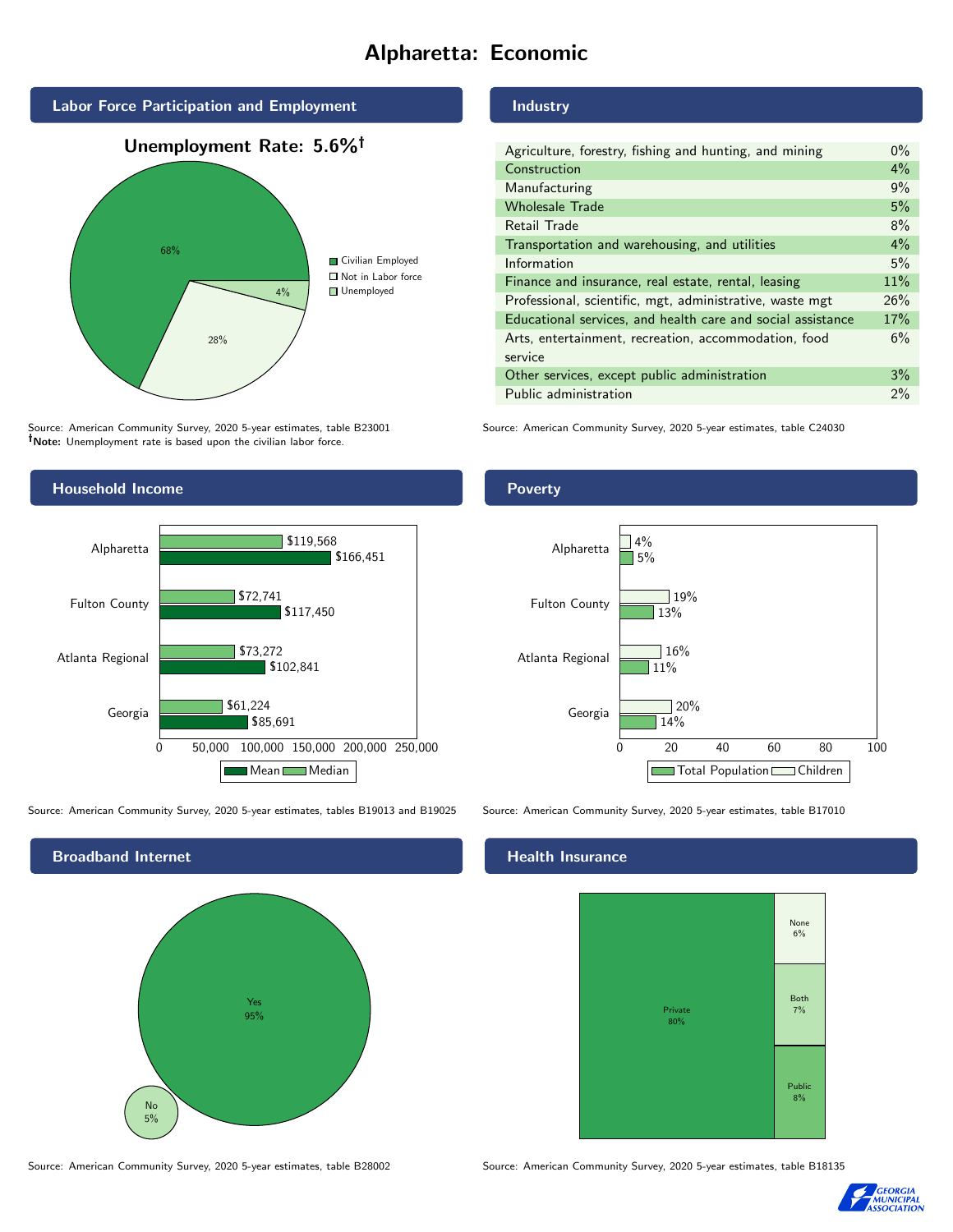# Alpharetta: Economic

## Labor Force Participation and Employment

**Unemployment Rate: 5.6%†**

| Category | Percent |
|---|---|
| Civilian Employed | 68% |
| Not in Labor force | 28% |
| Unemployed | 4% |

Source: American Community Survey, 2020 5-year estimates, table B23001
**†Note:** Unemployment rate is based upon the civilian labor force.

## Industry

| Industry | Percent |
|---|---|
| Agriculture, forestry, fishing and hunting, and mining | 0% |
| Construction | 4% |
| Manufacturing | 9% |
| Wholesale Trade | 5% |
| Retail Trade | 8% |
| Transportation and warehousing, and utilities | 4% |
| Information | 5% |
| Finance and insurance, real estate, rental, leasing | 11% |
| Professional, scientific, mgt, administrative, waste mgt | 26% |
| Educational services, and health care and social assistance | 17% |
| Arts, entertainment, recreation, accommodation, food service | 6% |
| Other services, except public administration | 3% |
| Public administration | 2% |

Source: American Community Survey, 2020 5-year estimates, table C24030

## Household Income

| | Median | Mean |
|---|---|---|
| Alpharetta | $119,568 | $166,451 |
| Fulton County | $72,741 | $117,450 |
| Atlanta Regional | $73,272 | $102,841 |
| Georgia | $61,224 | $85,691 |

Source: American Community Survey, 2020 5-year estimates, tables B19013 and B19025

## Poverty

| | Children | Total Population |
|---|---|---|
| Alpharetta | 4% | 5% |
| Fulton County | 19% | 13% |
| Atlanta Regional | 16% | 11% |
| Georgia | 20% | 14% |

Source: American Community Survey, 2020 5-year estimates, table B17010

## Broadband Internet

| | Percent |
|---|---|
| Yes | 95% |
| No | 5% |

Source: American Community Survey, 2020 5-year estimates, table B28002

## Health Insurance

| | Percent |
|---|---|
| Private | 80% |
| None | 6% |
| Both | 7% |
| Public | 8% |

Source: American Community Survey, 2020 5-year estimates, table B18135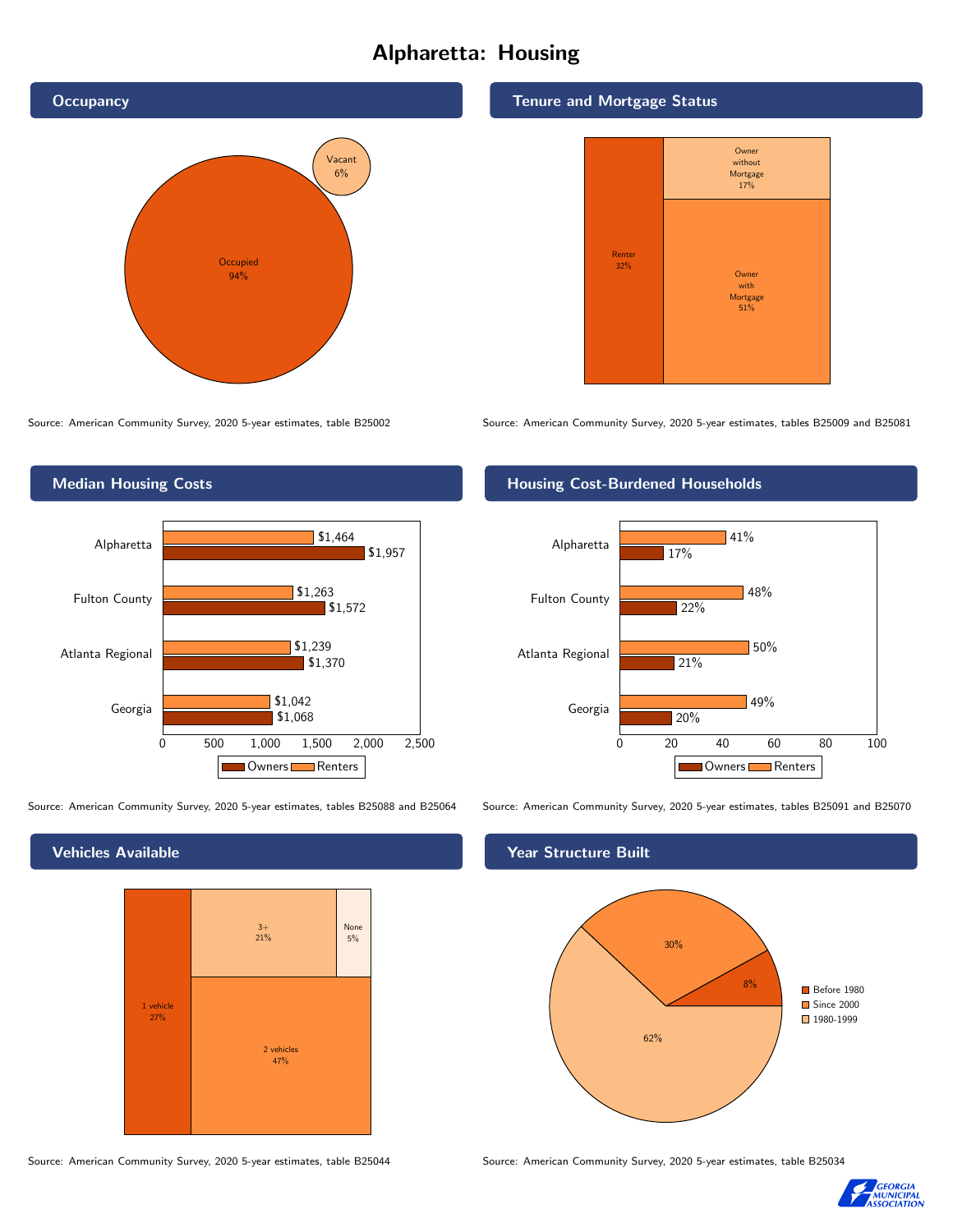# Alpharetta: Housing

## Occupancy

Vacant
6%

Occupied
94%

Source: American Community Survey, 2020 5-year estimates, table B25002

## Tenure and Mortgage Status

Renter
32%

Owner
without
Mortgage
17%

Owner
with
Mortgage
51%

Source: American Community Survey, 2020 5-year estimates, tables B25009 and B25081

## Median Housing Costs

Alpharetta
$1,464
$1,957

Fulton County
$1,263
$1,572

Atlanta Regional
$1,239
$1,370

Georgia
$1,042
$1,068

0
500
1,000
1,500
2,000
2,500

Owners
Renters

Source: American Community Survey, 2020 5-year estimates, tables B25088 and B25064

## Housing Cost-Burdened Households

Alpharetta
41%
17%

Fulton County
48%
22%

Atlanta Regional
50%
21%

Georgia
49%
20%

0
20
40
60
80
100

Owners
Renters

Source: American Community Survey, 2020 5-year estimates, tables B25091 and B25070

## Vehicles Available

1 vehicle
27%

3+
21%

None
5%

2 vehicles
47%

Source: American Community Survey, 2020 5-year estimates, table B25044

## Year Structure Built

30%

8%

62%

Before 1980
Since 2000
1980-1999

Source: American Community Survey, 2020 5-year estimates, table B25034